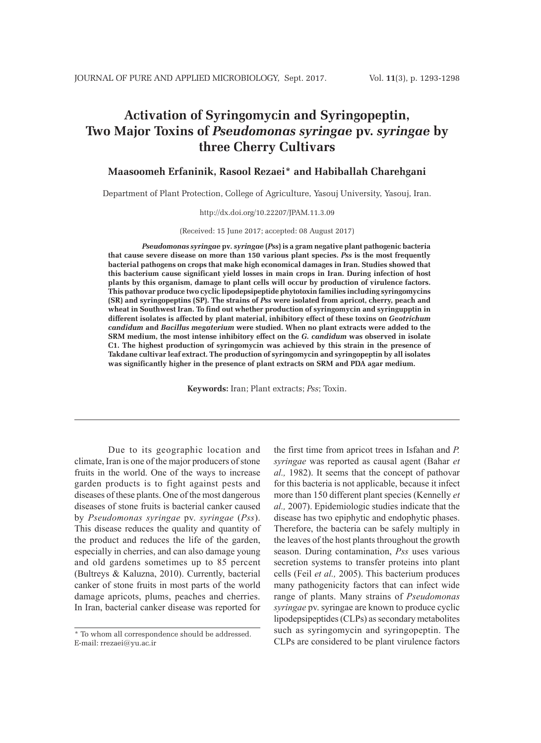# Activation of Syringomycin and Syringopeptin, Two Major Toxins of *Pseudomonas syringae* pv. *syringae* by three Cherry Cultivars

**Maasoomeh Erfaninik, Rasool Rezaei* and Habiballah Charehgani**

Department of Plant Protection, College of Agriculture, Yasouj University, Yasouj, Iran.

http://dx.doi.org/10.22207/JPAM.11.3.09

(Received: 15 June 2017; accepted: 08 August 2017)

***Pseudomonas syringae* pv. *syringae* (*Pss*) is a gram negative plant pathogenic bacteria that cause severe disease on more than 150 various plant species. *Pss* is the most frequently bacterial pathogens on crops that make high economical damages in Iran. Studies showed that this bacterium cause significant yield losses in main crops in Iran. During infection of host plants by this organism, damage to plant cells will occur by production of virulence factors. This pathovar produce two cyclic lipodepsipeptide phytotoxin families including syringomycins (SR) and syringopeptins (SP). The strains of *Pss* were isolated from apricot, cherry, peach and wheat in Southwest Iran. To find out whether production of syringomycin and syringupptin in different isolates is affected by plant material, inhibitory effect of these toxins on *Geotrichum candidum* and *Bacillus megaterium* were studied. When no plant extracts were added to the SRM medium, the most intense inhibitory effect on the *G. candidum* was observed in isolate C1. The highest production of syringomycin was achieved by this strain in the presence of Takdane cultivar leaf extract. The production of syringomycin and syringopeptin by all isolates was significantly higher in the presence of plant extracts on SRM and PDA agar medium.**

**Keywords:** Iran; Plant extracts; *Pss*; Toxin.

---

Due to its geographic location and climate, Iran is one of the major producers of stone fruits in the world. One of the ways to increase garden products is to fight against pests and diseases of these plants. One of the most dangerous diseases of stone fruits is bacterial canker caused by *Pseudomonas syringae* pv. *syringae* (*Pss*). This disease reduces the quality and quantity of the product and reduces the life of the garden, especially in cherries, and can also damage young and old gardens sometimes up to 85 percent (Bultreys & Kaluzna, 2010). Currently, bacterial canker of stone fruits in most parts of the world damage apricots, plums, peaches and cherries. In Iran, bacterial canker disease was reported for the first time from apricot trees in Isfahan and *P. syringae* was reported as causal agent (Bahar *et al.,* 1982). It seems that the concept of pathovar for this bacteria is not applicable, because it infect more than 150 different plant species (Kennelly *et al.,* 2007). Epidemiologic studies indicate that the disease has two epiphytic and endophytic phases. Therefore, the bacteria can be safely multiply in the leaves of the host plants throughout the growth season. During contamination, *Pss* uses various secretion systems to transfer proteins into plant cells (Feil *et al.,* 2005). This bacterium produces many pathogenicity factors that can infect wide range of plants. Many strains of *Pseudomonas syringae* pv. syringae are known to produce cyclic lipodepsipeptides (CLPs) as secondary metabolites such as syringomycin and syringopeptin. The CLPs are considered to be plant virulence factors

\* To whom all correspondence should be addressed.
E-mail: rrezaei@yu.ac.ir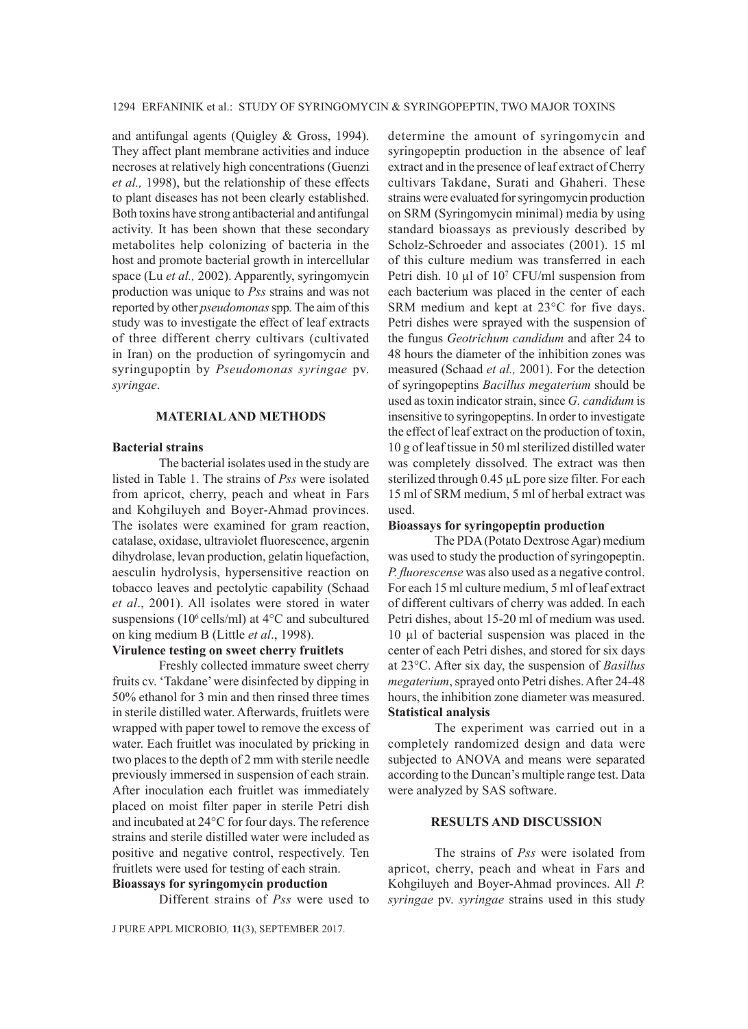and antifungal agents (Quigley & Gross, 1994). They affect plant membrane activities and induce necroses at relatively high concentrations (Guenzi *et al.,* 1998), but the relationship of these effects to plant diseases has not been clearly established. Both toxins have strong antibacterial and antifungal activity. It has been shown that these secondary metabolites help colonizing of bacteria in the host and promote bacterial growth in intercellular space (Lu *et al.,* 2002). Apparently, syringomycin production was unique to *Pss* strains and was not reported by other *pseudomonas* spp*.* The aim of this study was to investigate the effect of leaf extracts of three different cherry cultivars (cultivated in Iran) on the production of syringomycin and syringupoptin by *Pseudomonas syringae* pv. *syringae*.

## MATERIAL AND METHODS

### Bacterial strains

The bacterial isolates used in the study are listed in Table 1. The strains of *Pss* were isolated from apricot, cherry, peach and wheat in Fars and Kohgiluyeh and Boyer-Ahmad provinces. The isolates were examined for gram reaction, catalase, oxidase, ultraviolet fluorescence, argenin dihydrolase, levan production, gelatin liquefaction, aesculin hydrolysis, hypersensitive reaction on tobacco leaves and pectolytic capability (Schaad *et al*., 2001). All isolates were stored in water suspensions ($10^6$ cells/ml) at 4°C and subcultured on king medium B (Little *et al*., 1998).

### Virulence testing on sweet cherry fruitlets

Freshly collected immature sweet cherry fruits cv. 'Takdane' were disinfected by dipping in 50% ethanol for 3 min and then rinsed three times in sterile distilled water. Afterwards, fruitlets were wrapped with paper towel to remove the excess of water. Each fruitlet was inoculated by pricking in two places to the depth of 2 mm with sterile needle previously immersed in suspension of each strain. After inoculation each fruitlet was immediately placed on moist filter paper in sterile Petri dish and incubated at 24°C for four days. The reference strains and sterile distilled water were included as positive and negative control, respectively. Ten fruitlets were used for testing of each strain.

### Bioassays for syringomycin production

Different strains of *Pss* were used to determine the amount of syringomycin and syringopeptin production in the absence of leaf extract and in the presence of leaf extract of Cherry cultivars Takdane, Surati and Ghaheri. These strains were evaluated for syringomycin production on SRM (Syringomycin minimal) media by using standard bioassays as previously described by Scholz-Schroeder and associates (2001). 15 ml of this culture medium was transferred in each Petri dish. 10 µl of $10^7$ CFU/ml suspension from each bacterium was placed in the center of each SRM medium and kept at 23°C for five days. Petri dishes were sprayed with the suspension of the fungus *Geotrichum candidum* and after 24 to 48 hours the diameter of the inhibition zones was measured (Schaad *et al.,* 2001). For the detection of syringopeptins *Bacillus megaterium* should be used as toxin indicator strain, since *G. candidum* is insensitive to syringopeptins. In order to investigate the effect of leaf extract on the production of toxin, 10 g of leaf tissue in 50 ml sterilized distilled water was completely dissolved. The extract was then sterilized through 0.45 µL pore size filter. For each 15 ml of SRM medium, 5 ml of herbal extract was used.

### Bioassays for syringopeptin production

The PDA (Potato Dextrose Agar) medium was used to study the production of syringopeptin. *P. fluorescense* was also used as a negative control. For each 15 ml culture medium, 5 ml of leaf extract of different cultivars of cherry was added. In each Petri dishes, about 15-20 ml of medium was used. 10 µl of bacterial suspension was placed in the center of each Petri dishes, and stored for six days at 23°C. After six day, the suspension of *Basillus megaterium*, sprayed onto Petri dishes. After 24-48 hours, the inhibition zone diameter was measured.

### Statistical analysis

The experiment was carried out in a completely randomized design and data were subjected to ANOVA and means were separated according to the Duncan's multiple range test. Data were analyzed by SAS software.

## RESULTS AND DISCUSSION

The strains of *Pss* were isolated from apricot, cherry, peach and wheat in Fars and Kohgiluyeh and Boyer-Ahmad provinces. All *P. syringae* pv. *syringae* strains used in this study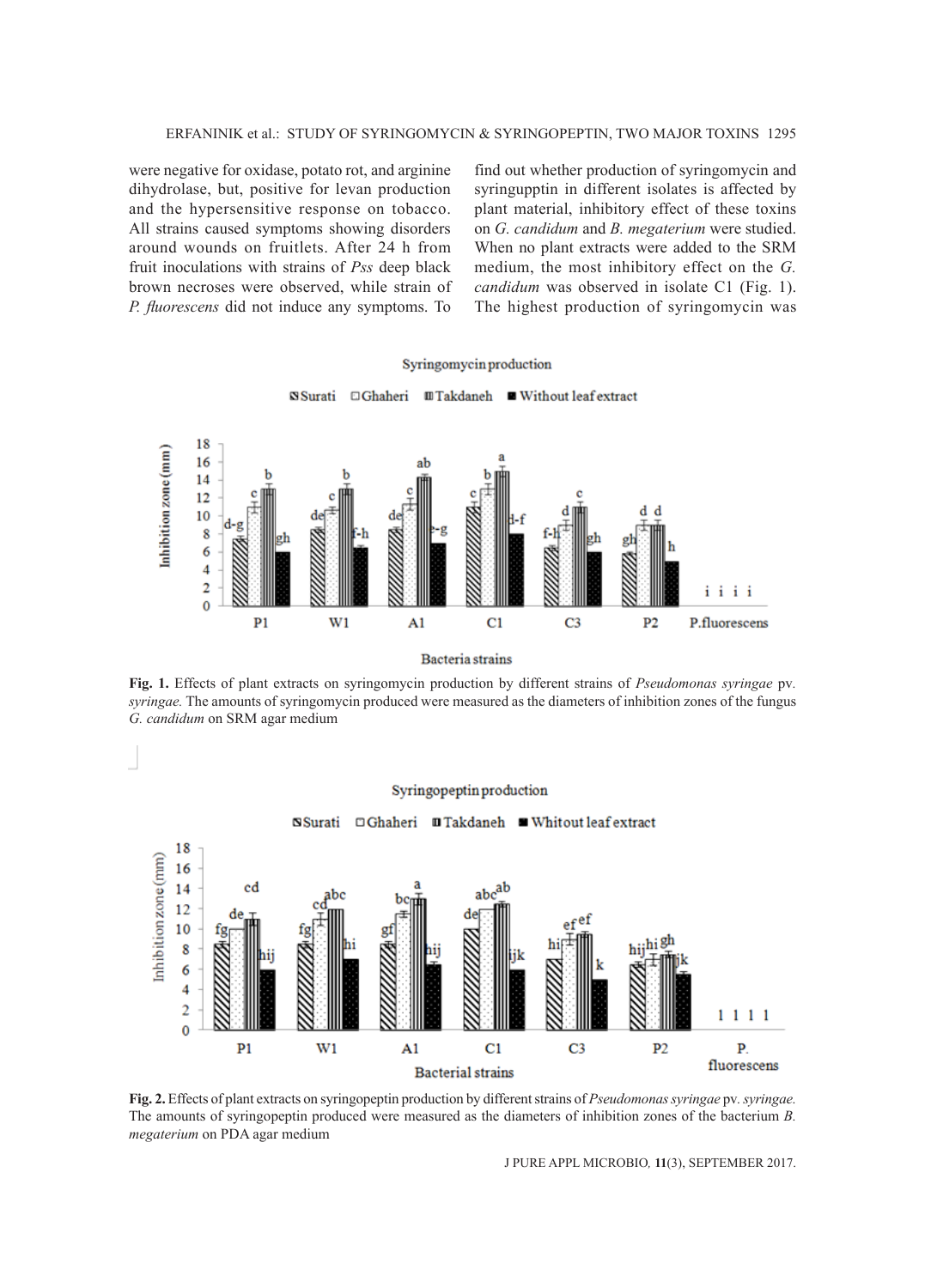were negative for oxidase, potato rot, and arginine dihydrolase, but, positive for levan production and the hypersensitive response on tobacco. All strains caused symptoms showing disorders around wounds on fruitlets. After 24 h from fruit inoculations with strains of *Pss* deep black brown necroses were observed, while strain of *P. fluorescens* did not induce any symptoms. To find out whether production of syringomycin and syringupptin in different isolates is affected by plant material, inhibitory effect of these toxins on *G. candidum* and *B. megaterium* were studied. When no plant extracts were added to the SRM medium, the most inhibitory effect on the *G. candidum* was observed in isolate C1 (Fig. 1). The highest production of syringomycin was

**Fig. 1.** Effects of plant extracts on syringomycin production by different strains of *Pseudomonas syringae* pv. *syringae.* The amounts of syringomycin produced were measured as the diameters of inhibition zones of the fungus *G. candidum* on SRM agar medium

**Fig. 2.** Effects of plant extracts on syringopeptin production by different strains of *Pseudomonas syringae* pv. *syringae.* The amounts of syringopeptin produced were measured as the diameters of inhibition zones of the bacterium *B. megaterium* on PDA agar medium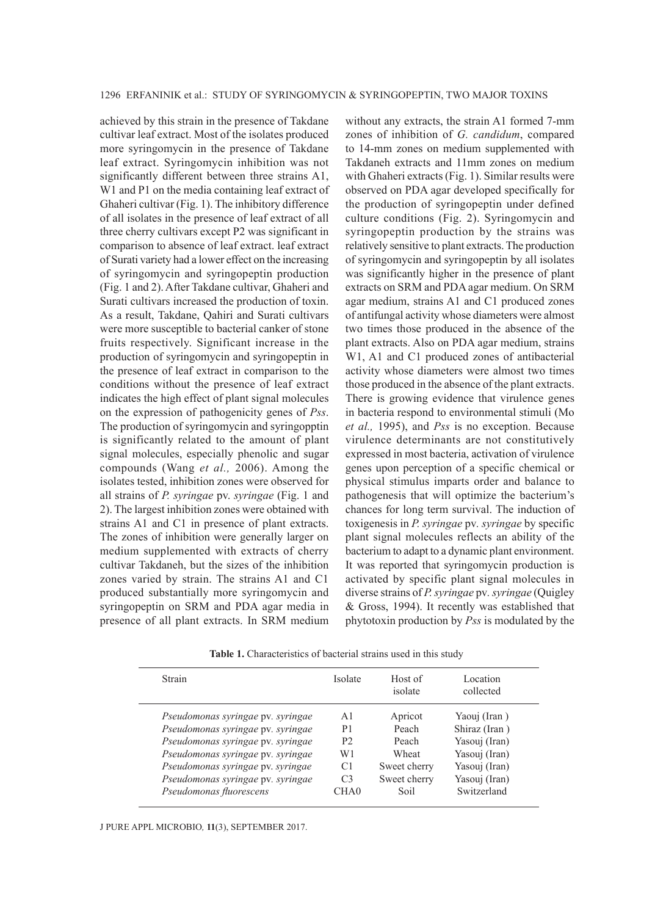achieved by this strain in the presence of Takdane cultivar leaf extract. Most of the isolates produced more syringomycin in the presence of Takdane leaf extract. Syringomycin inhibition was not significantly different between three strains A1, W1 and P1 on the media containing leaf extract of Ghaheri cultivar (Fig. 1). The inhibitory difference of all isolates in the presence of leaf extract of all three cherry cultivars except P2 was significant in comparison to absence of leaf extract. leaf extract of Surati variety had a lower effect on the increasing of syringomycin and syringopeptin production (Fig. 1 and 2). After Takdane cultivar, Ghaheri and Surati cultivars increased the production of toxin. As a result, Takdane, Qahiri and Surati cultivars were more susceptible to bacterial canker of stone fruits respectively. Significant increase in the production of syringomycin and syringopeptin in the presence of leaf extract in comparison to the conditions without the presence of leaf extract indicates the high effect of plant signal molecules on the expression of pathogenicity genes of *Pss*. The production of syringomycin and syringopptin is significantly related to the amount of plant signal molecules, especially phenolic and sugar compounds (Wang *et al.,* 2006). Among the isolates tested, inhibition zones were observed for all strains of *P. syringae* pv. *syringae* (Fig. 1 and 2). The largest inhibition zones were obtained with strains A1 and C1 in presence of plant extracts. The zones of inhibition were generally larger on medium supplemented with extracts of cherry cultivar Takdaneh, but the sizes of the inhibition zones varied by strain. The strains A1 and C1 produced substantially more syringomycin and syringopeptin on SRM and PDA agar media in presence of all plant extracts. In SRM medium without any extracts, the strain A1 formed 7-mm zones of inhibition of *G. candidum*, compared to 14-mm zones on medium supplemented with Takdaneh extracts and 11mm zones on medium with Ghaheri extracts (Fig. 1). Similar results were observed on PDA agar developed specifically for the production of syringopeptin under defined culture conditions (Fig. 2). Syringomycin and syringopeptin production by the strains was relatively sensitive to plant extracts. The production of syringomycin and syringopeptin by all isolates was significantly higher in the presence of plant extracts on SRM and PDA agar medium. On SRM agar medium, strains A1 and C1 produced zones of antifungal activity whose diameters were almost two times those produced in the absence of the plant extracts. Also on PDA agar medium, strains W1, A1 and C1 produced zones of antibacterial activity whose diameters were almost two times those produced in the absence of the plant extracts. There is growing evidence that virulence genes in bacteria respond to environmental stimuli (Mo *et al.,* 1995), and *Pss* is no exception. Because virulence determinants are not constitutively expressed in most bacteria, activation of virulence genes upon perception of a specific chemical or physical stimulus imparts order and balance to pathogenesis that will optimize the bacterium's chances for long term survival. The induction of toxigenesis in *P. syringae* pv. *syringae* by specific plant signal molecules reflects an ability of the bacterium to adapt to a dynamic plant environment. It was reported that syringomycin production is activated by specific plant signal molecules in diverse strains of *P. syringae* pv. *syringae* (Quigley & Gross, 1994). It recently was established that phytotoxin production by *Pss* is modulated by the

**Table 1.** Characteristics of bacterial strains used in this study

| Strain | Isolate | Host of isolate | Location collected |
|---|---|---|---|
| *Pseudomonas syringae* pv. *syringae* | A1 | Apricot | Yaouj (Iran ) |
| *Pseudomonas syringae* pv. *syringae* | P1 | Peach | Shiraz (Iran ) |
| *Pseudomonas syringae* pv. *syringae* | P2 | Peach | Yasouj (Iran) |
| *Pseudomonas syringae* pv. *syringae* | W1 | Wheat | Yasouj (Iran) |
| *Pseudomonas syringae* pv. *syringae* | C1 | Sweet cherry | Yasouj (Iran) |
| *Pseudomonas syringae* pv. *syringae* | C3 | Sweet cherry | Yasouj (Iran) |
| *Pseudomonas fluorescens* | CHA0 | Soil | Switzerland |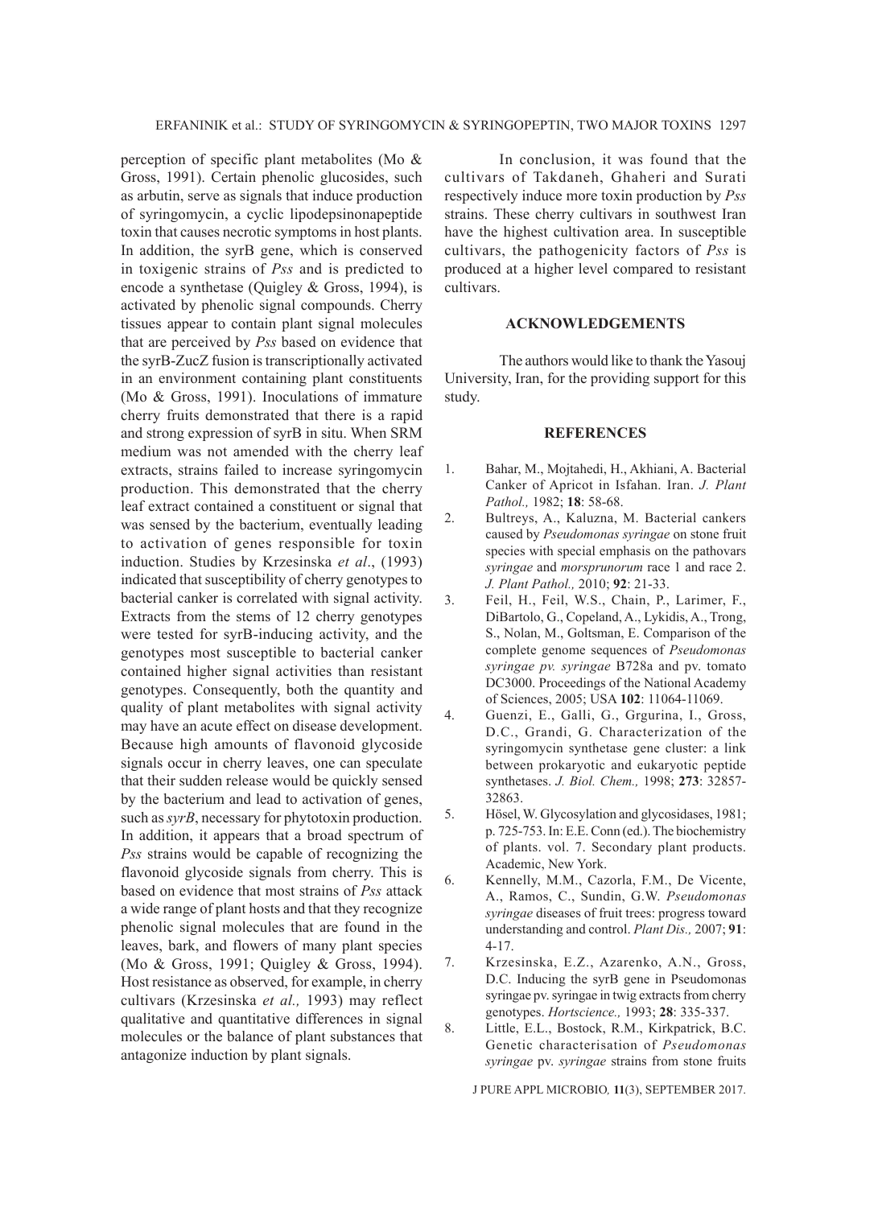perception of specific plant metabolites (Mo & Gross, 1991). Certain phenolic glucosides, such as arbutin, serve as signals that induce production of syringomycin, a cyclic lipodepsinonapeptide toxin that causes necrotic symptoms in host plants. In addition, the syrB gene, which is conserved in toxigenic strains of *Pss* and is predicted to encode a synthetase (Quigley & Gross, 1994), is activated by phenolic signal compounds. Cherry tissues appear to contain plant signal molecules that are perceived by *Pss* based on evidence that the syrB-ZucZ fusion is transcriptionally activated in an environment containing plant constituents (Mo & Gross, 1991). Inoculations of immature cherry fruits demonstrated that there is a rapid and strong expression of syrB in situ. When SRM medium was not amended with the cherry leaf extracts, strains failed to increase syringomycin production. This demonstrated that the cherry leaf extract contained a constituent or signal that was sensed by the bacterium, eventually leading to activation of genes responsible for toxin induction. Studies by Krzesinska *et al*., (1993) indicated that susceptibility of cherry genotypes to bacterial canker is correlated with signal activity. Extracts from the stems of 12 cherry genotypes were tested for syrB-inducing activity, and the genotypes most susceptible to bacterial canker contained higher signal activities than resistant genotypes. Consequently, both the quantity and quality of plant metabolites with signal activity may have an acute effect on disease development. Because high amounts of flavonoid glycoside signals occur in cherry leaves, one can speculate that their sudden release would be quickly sensed by the bacterium and lead to activation of genes, such as *syrB*, necessary for phytotoxin production. In addition, it appears that a broad spectrum of *Pss* strains would be capable of recognizing the flavonoid glycoside signals from cherry. This is based on evidence that most strains of *Pss* attack a wide range of plant hosts and that they recognize phenolic signal molecules that are found in the leaves, bark, and flowers of many plant species (Mo & Gross, 1991; Quigley & Gross, 1994). Host resistance as observed, for example, in cherry cultivars (Krzesinska *et al.,* 1993) may reflect qualitative and quantitative differences in signal molecules or the balance of plant substances that antagonize induction by plant signals.

In conclusion, it was found that the cultivars of Takdaneh, Ghaheri and Surati respectively induce more toxin production by *Pss* strains. These cherry cultivars in southwest Iran have the highest cultivation area. In susceptible cultivars, the pathogenicity factors of *Pss* is produced at a higher level compared to resistant cultivars.

## ACKNOWLEDGEMENTS

The authors would like to thank the Yasouj University, Iran, for the providing support for this study.

## REFERENCES

1. Bahar, M., Mojtahedi, H., Akhiani, A. Bacterial Canker of Apricot in Isfahan. Iran. *J. Plant Pathol.,* 1982; **18**: 58-68.
2. Bultreys, A., Kaluzna, M. Bacterial cankers caused by *Pseudomonas syringae* on stone fruit species with special emphasis on the pathovars *syringae* and *morsprunorum* race 1 and race 2. *J. Plant Pathol.,* 2010; **92**: 21-33.
3. Feil, H., Feil, W.S., Chain, P., Larimer, F., DiBartolo, G., Copeland, A., Lykidis, A., Trong, S., Nolan, M., Goltsman, E. Comparison of the complete genome sequences of *Pseudomonas syringae pv. syringae* B728a and pv. tomato DC3000. Proceedings of the National Academy of Sciences, 2005; USA **102**: 11064-11069.
4. Guenzi, E., Galli, G., Grgurina, I., Gross, D.C., Grandi, G. Characterization of the syringomycin synthetase gene cluster: a link between prokaryotic and eukaryotic peptide synthetases. *J. Biol. Chem.,* 1998; **273**: 32857-32863.
5. Hösel, W. Glycosylation and glycosidases, 1981; p. 725-753. In: E.E. Conn (ed.). The biochemistry of plants. vol. 7. Secondary plant products. Academic, New York.
6. Kennelly, M.M., Cazorla, F.M., De Vicente, A., Ramos, C., Sundin, G.W. *Pseudomonas syringae* diseases of fruit trees: progress toward understanding and control. *Plant Dis.,* 2007; **91**: 4-17.
7. Krzesinska, E.Z., Azarenko, A.N., Gross, D.C. Inducing the syrB gene in Pseudomonas syringae pv. syringae in twig extracts from cherry genotypes. *Hortscience.,* 1993; **28**: 335-337.
8. Little, E.L., Bostock, R.M., Kirkpatrick, B.C. Genetic characterisation of *Pseudomonas syringae* pv. *syringae* strains from stone fruits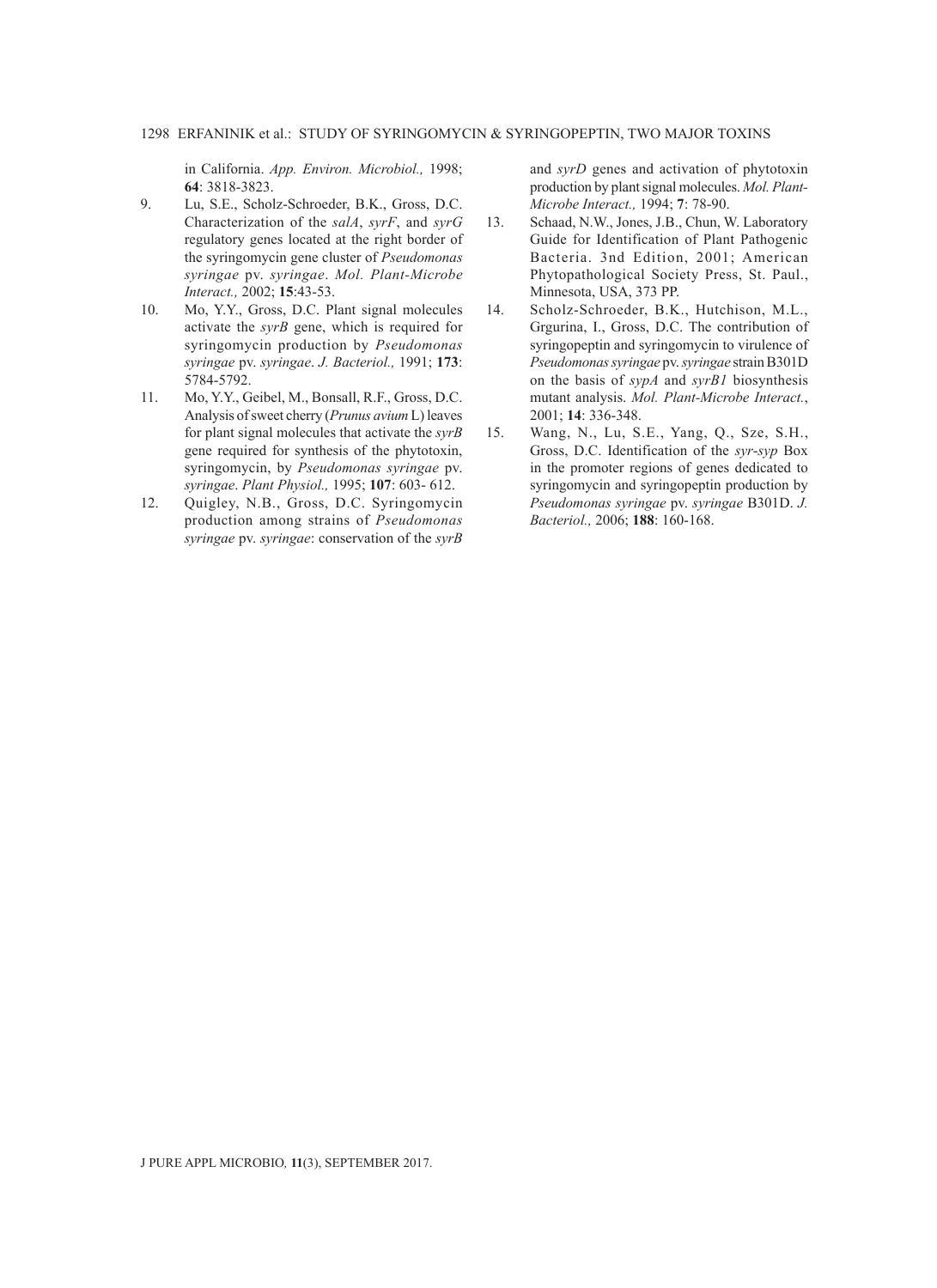in California. *App. Environ. Microbiol.,* 1998; **64**: 3818-3823.

9. Lu, S.E., Scholz-Schroeder, B.K., Gross, D.C. Characterization of the *salA*, *syrF*, and *syrG* regulatory genes located at the right border of the syringomycin gene cluster of *Pseudomonas syringae* pv. *syringae*. *Mol. Plant-Microbe Interact.,* 2002; **15**:43-53.
10. Mo, Y.Y., Gross, D.C. Plant signal molecules activate the *syrB* gene, which is required for syringomycin production by *Pseudomonas syringae* pv. *syringae*. *J. Bacteriol.,* 1991; **173**: 5784-5792.
11. Mo, Y.Y., Geibel, M., Bonsall, R.F., Gross, D.C. Analysis of sweet cherry (*Prunus avium* L) leaves for plant signal molecules that activate the *syrB* gene required for synthesis of the phytotoxin, syringomycin, by *Pseudomonas syringae* pv. *syringae*. *Plant Physiol.,* 1995; **107**: 603- 612.
12. Quigley, N.B., Gross, D.C. Syringomycin production among strains of *Pseudomonas syringae* pv. *syringae*: conservation of the *syrB* and *syrD* genes and activation of phytotoxin production by plant signal molecules. *Mol. Plant-Microbe Interact.,* 1994; **7**: 78-90.
13. Schaad, N.W., Jones, J.B., Chun, W. Laboratory Guide for Identification of Plant Pathogenic Bacteria. 3nd Edition, 2001; American Phytopathological Society Press, St. Paul., Minnesota, USA, 373 PP.
14. Scholz-Schroeder, B.K., Hutchison, M.L., Grgurina, I., Gross, D.C. The contribution of syringopeptin and syringomycin to virulence of *Pseudomonas syringae* pv. *syringae* strain B301D on the basis of *sypA* and *syrB1* biosynthesis mutant analysis. *Mol. Plant-Microbe Interact.*, 2001; **14**: 336-348.
15. Wang, N., Lu, S.E., Yang, Q., Sze, S.H., Gross, D.C. Identification of the *syr-syp* Box in the promoter regions of genes dedicated to syringomycin and syringopeptin production by *Pseudomonas syringae* pv. *syringae* B301D. *J. Bacteriol.,* 2006; **188**: 160-168.